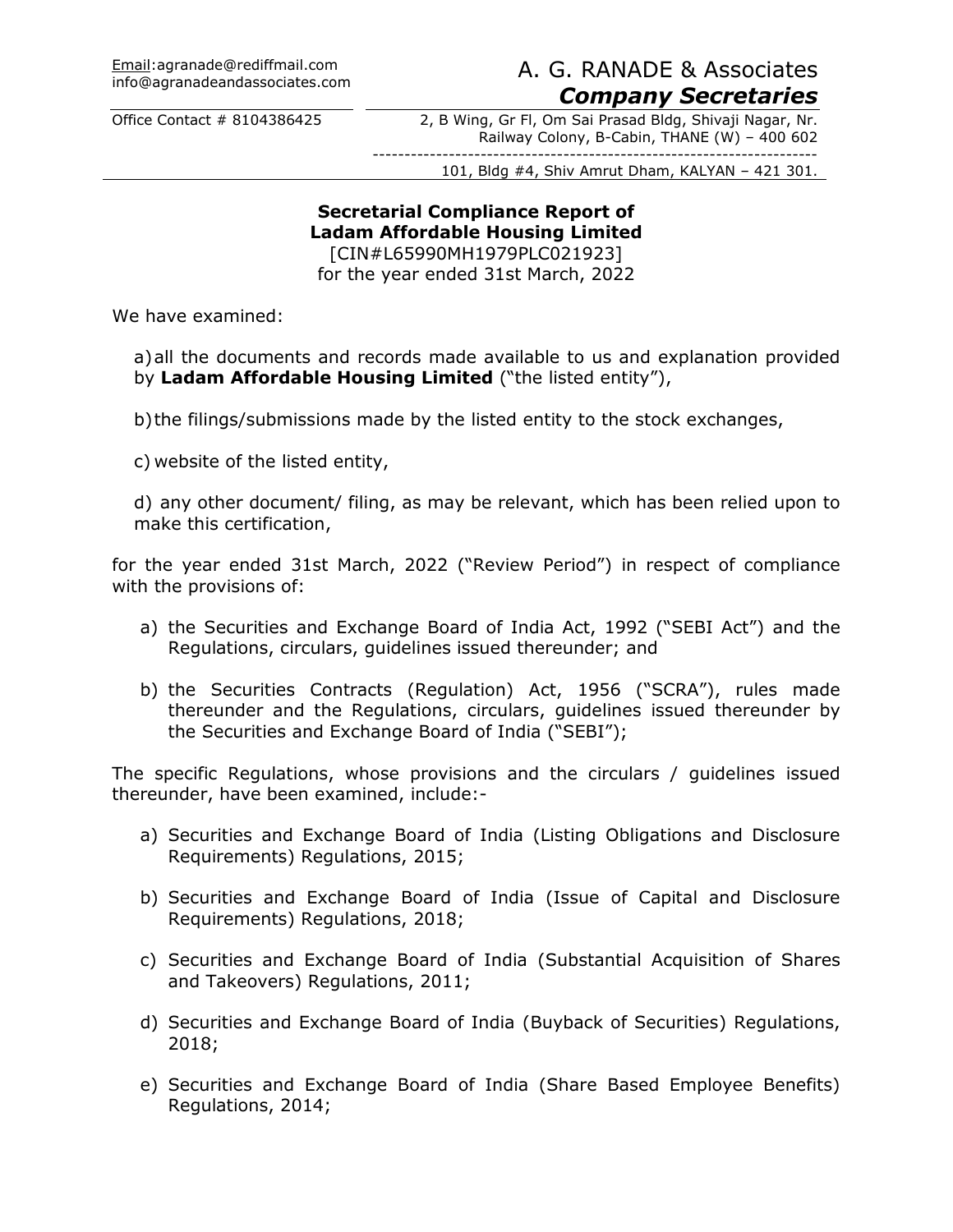Email:agranade@rediffmail.com
info@agranadeandassociates.com

A. G. RANADE & Associates
***Company Secretaries***

Office Contact # 8104386425

2, B Wing, Gr Fl, Om Sai Prasad Bldg, Shivaji Nagar, Nr. Railway Colony, B-Cabin, THANE (W) – 400 602

101, Bldg #4, Shiv Amrut Dham, KALYAN – 421 301.

**Secretarial Compliance Report of**
**Ladam Affordable Housing Limited**
[CIN#L65990MH1979PLC021923]
for the year ended 31st March, 2022

We have examined:

a) all the documents and records made available to us and explanation provided by **Ladam Affordable Housing Limited** ("the listed entity"),

b) the filings/submissions made by the listed entity to the stock exchanges,

c) website of the listed entity,

d) any other document/ filing, as may be relevant, which has been relied upon to make this certification,

for the year ended 31st March, 2022 ("Review Period") in respect of compliance with the provisions of:

a) the Securities and Exchange Board of India Act, 1992 ("SEBI Act") and the Regulations, circulars, guidelines issued thereunder; and

b) the Securities Contracts (Regulation) Act, 1956 ("SCRA"), rules made thereunder and the Regulations, circulars, guidelines issued thereunder by the Securities and Exchange Board of India ("SEBI");

The specific Regulations, whose provisions and the circulars / guidelines issued thereunder, have been examined, include:-

a) Securities and Exchange Board of India (Listing Obligations and Disclosure Requirements) Regulations, 2015;

b) Securities and Exchange Board of India (Issue of Capital and Disclosure Requirements) Regulations, 2018;

c) Securities and Exchange Board of India (Substantial Acquisition of Shares and Takeovers) Regulations, 2011;

d) Securities and Exchange Board of India (Buyback of Securities) Regulations, 2018;

e) Securities and Exchange Board of India (Share Based Employee Benefits) Regulations, 2014;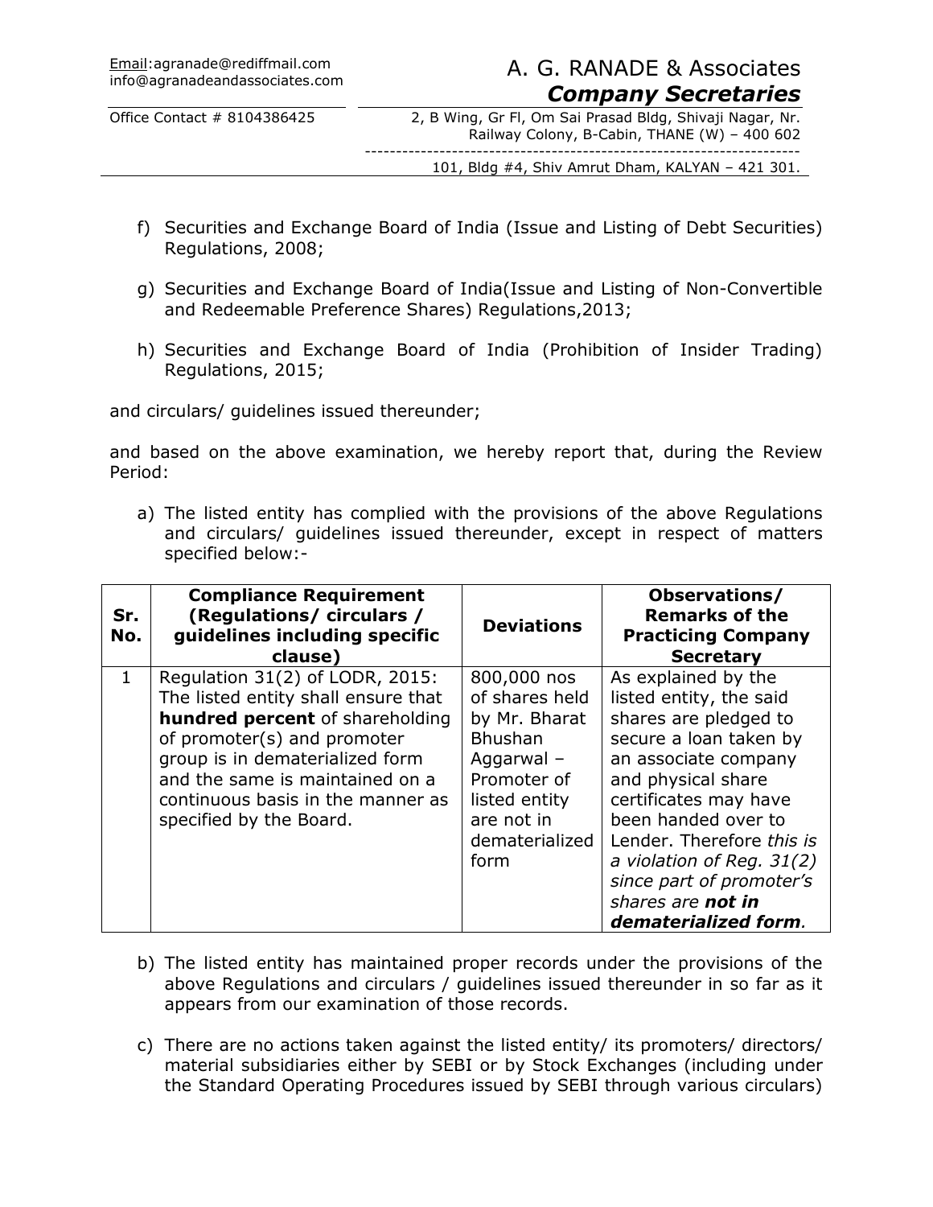f) Securities and Exchange Board of India (Issue and Listing of Debt Securities) Regulations, 2008;

g) Securities and Exchange Board of India(Issue and Listing of Non-Convertible and Redeemable Preference Shares) Regulations,2013;

h) Securities and Exchange Board of India (Prohibition of Insider Trading) Regulations, 2015;

and circulars/ guidelines issued thereunder;

and based on the above examination, we hereby report that, during the Review Period:

a) The listed entity has complied with the provisions of the above Regulations and circulars/ guidelines issued thereunder, except in respect of matters specified below:-

| Sr. No. | Compliance Requirement (Regulations/ circulars / guidelines including specific clause) | Deviations | Observations/ Remarks of the Practicing Company Secretary |
|---|---|---|---|
| 1 | Regulation 31(2) of LODR, 2015: The listed entity shall ensure that **hundred percent** of shareholding of promoter(s) and promoter group is in dematerialized form and the same is maintained on a continuous basis in the manner as specified by the Board. | 800,000 nos of shares held by Mr. Bharat Bhushan Aggarwal – Promoter of listed entity are not in dematerialized form | As explained by the listed entity, the said shares are pledged to secure a loan taken by an associate company and physical share certificates may have been handed over to Lender. Therefore *this is a violation of Reg. 31(2) since part of promoter's shares are **not in dematerialized form**.* |

b) The listed entity has maintained proper records under the provisions of the above Regulations and circulars / guidelines issued thereunder in so far as it appears from our examination of those records.

c) There are no actions taken against the listed entity/ its promoters/ directors/ material subsidiaries either by SEBI or by Stock Exchanges (including under the Standard Operating Procedures issued by SEBI through various circulars)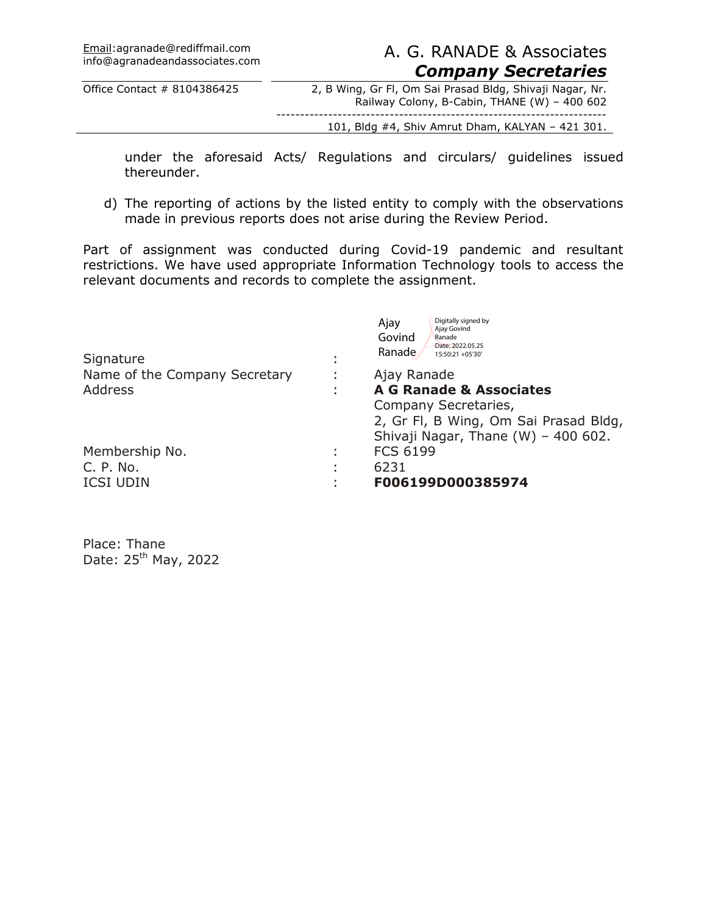under the aforesaid Acts/ Regulations and circulars/ guidelines issued thereunder.

d) The reporting of actions by the listed entity to comply with the observations made in previous reports does not arise during the Review Period.

Part of assignment was conducted during Covid-19 pandemic and resultant restrictions. We have used appropriate Information Technology tools to access the relevant documents and records to complete the assignment.

| | | |
|---|---|---|
| Signature | : | Ajay Govind Ranade (Digitally signed by Ajay Govind Ranade Date: 2022.05.25 15:50:21 +05'30') |
| Name of the Company Secretary | : | Ajay Ranade |
| Address | : | **A G Ranade & Associates** Company Secretaries, 2, Gr Fl, B Wing, Om Sai Prasad Bldg, Shivaji Nagar, Thane (W) – 400 602. |
| Membership No. | : | FCS 6199 |
| C. P. No. | : | 6231 |
| ICSI UDIN | : | **F006199D000385974** |

Place: Thane
Date: 25th May, 2022